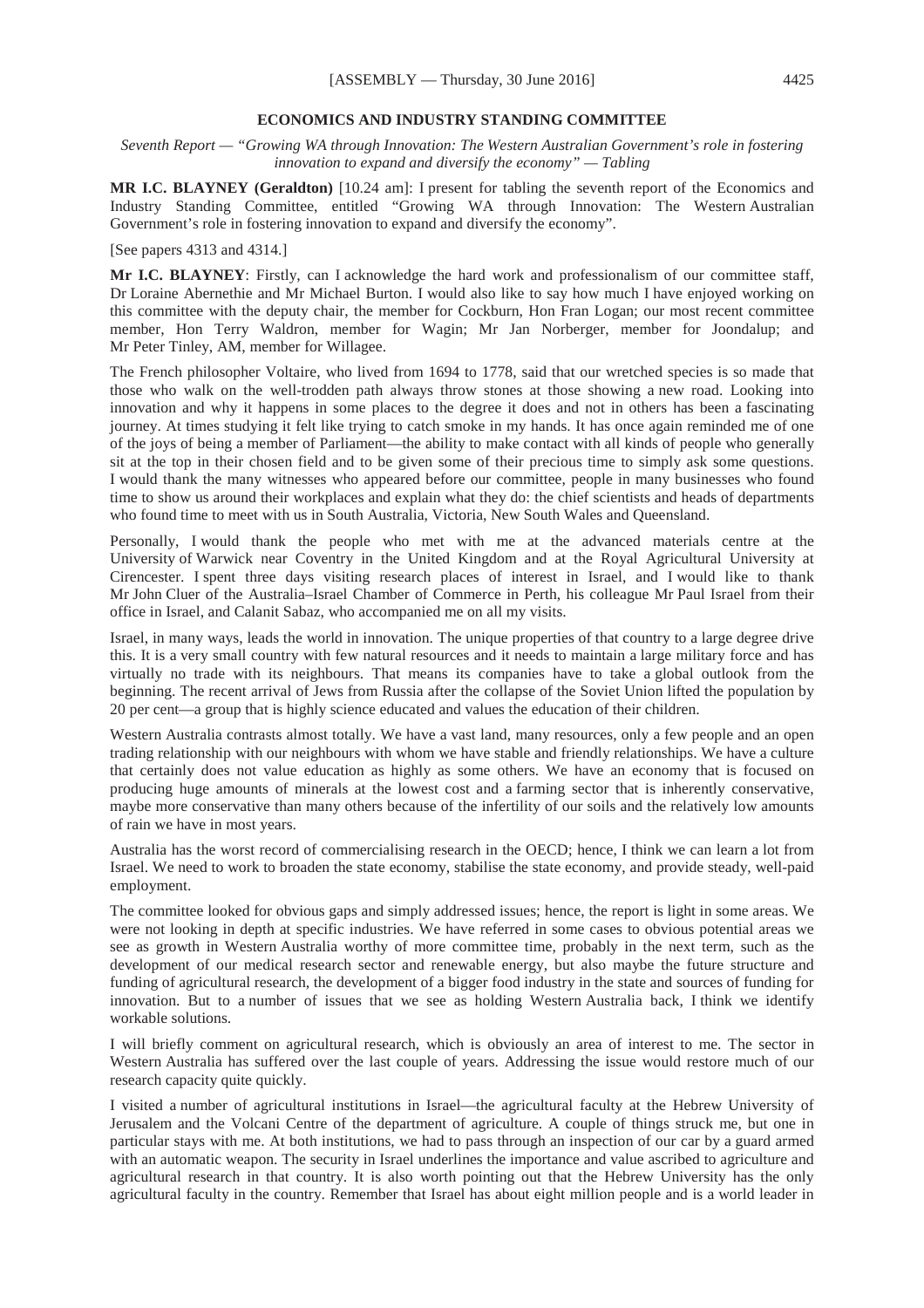## ECONOMICS AND INDUSTRY STANDING COMMITTEE

*Seventh Report — "Growing WA through Innovation: The Western Australian Government's role in fostering innovation to expand and diversify the economy" — Tabling*

**MR I.C. BLAYNEY (Geraldton)** [10.24 am]: I present for tabling the seventh report of the Economics and Industry Standing Committee, entitled "Growing WA through Innovation: The Western Australian Government's role in fostering innovation to expand and diversify the economy".

[See papers 4313 and 4314.]

**Mr I.C. BLAYNEY**: Firstly, can I acknowledge the hard work and professionalism of our committee staff, Dr Loraine Abernethie and Mr Michael Burton. I would also like to say how much I have enjoyed working on this committee with the deputy chair, the member for Cockburn, Hon Fran Logan; our most recent committee member, Hon Terry Waldron, member for Wagin; Mr Jan Norberger, member for Joondalup; and Mr Peter Tinley, AM, member for Willagee.

The French philosopher Voltaire, who lived from 1694 to 1778, said that our wretched species is so made that those who walk on the well-trodden path always throw stones at those showing a new road. Looking into innovation and why it happens in some places to the degree it does and not in others has been a fascinating journey. At times studying it felt like trying to catch smoke in my hands. It has once again reminded me of one of the joys of being a member of Parliament—the ability to make contact with all kinds of people who generally sit at the top in their chosen field and to be given some of their precious time to simply ask some questions. I would thank the many witnesses who appeared before our committee, people in many businesses who found time to show us around their workplaces and explain what they do: the chief scientists and heads of departments who found time to meet with us in South Australia, Victoria, New South Wales and Queensland.

Personally, I would thank the people who met with me at the advanced materials centre at the University of Warwick near Coventry in the United Kingdom and at the Royal Agricultural University at Cirencester. I spent three days visiting research places of interest in Israel, and I would like to thank Mr John Cluer of the Australia–Israel Chamber of Commerce in Perth, his colleague Mr Paul Israel from their office in Israel, and Calanit Sabaz, who accompanied me on all my visits.

Israel, in many ways, leads the world in innovation. The unique properties of that country to a large degree drive this. It is a very small country with few natural resources and it needs to maintain a large military force and has virtually no trade with its neighbours. That means its companies have to take a global outlook from the beginning. The recent arrival of Jews from Russia after the collapse of the Soviet Union lifted the population by 20 per cent—a group that is highly science educated and values the education of their children.

Western Australia contrasts almost totally. We have a vast land, many resources, only a few people and an open trading relationship with our neighbours with whom we have stable and friendly relationships. We have a culture that certainly does not value education as highly as some others. We have an economy that is focused on producing huge amounts of minerals at the lowest cost and a farming sector that is inherently conservative, maybe more conservative than many others because of the infertility of our soils and the relatively low amounts of rain we have in most years.

Australia has the worst record of commercialising research in the OECD; hence, I think we can learn a lot from Israel. We need to work to broaden the state economy, stabilise the state economy, and provide steady, well-paid employment.

The committee looked for obvious gaps and simply addressed issues; hence, the report is light in some areas. We were not looking in depth at specific industries. We have referred in some cases to obvious potential areas we see as growth in Western Australia worthy of more committee time, probably in the next term, such as the development of our medical research sector and renewable energy, but also maybe the future structure and funding of agricultural research, the development of a bigger food industry in the state and sources of funding for innovation. But to a number of issues that we see as holding Western Australia back, I think we identify workable solutions.

I will briefly comment on agricultural research, which is obviously an area of interest to me. The sector in Western Australia has suffered over the last couple of years. Addressing the issue would restore much of our research capacity quite quickly.

I visited a number of agricultural institutions in Israel—the agricultural faculty at the Hebrew University of Jerusalem and the Volcani Centre of the department of agriculture. A couple of things struck me, but one in particular stays with me. At both institutions, we had to pass through an inspection of our car by a guard armed with an automatic weapon. The security in Israel underlines the importance and value ascribed to agriculture and agricultural research in that country. It is also worth pointing out that the Hebrew University has the only agricultural faculty in the country. Remember that Israel has about eight million people and is a world leader in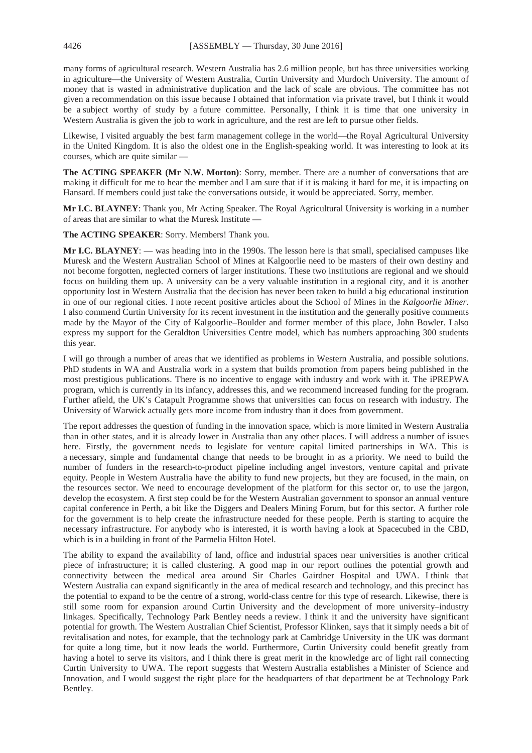many forms of agricultural research. Western Australia has 2.6 million people, but has three universities working in agriculture—the University of Western Australia, Curtin University and Murdoch University. The amount of money that is wasted in administrative duplication and the lack of scale are obvious. The committee has not given a recommendation on this issue because I obtained that information via private travel, but I think it would be a subject worthy of study by a future committee. Personally, I think it is time that one university in Western Australia is given the job to work in agriculture, and the rest are left to pursue other fields.

Likewise, I visited arguably the best farm management college in the world—the Royal Agricultural University in the United Kingdom. It is also the oldest one in the English-speaking world. It was interesting to look at its courses, which are quite similar —

**The ACTING SPEAKER (Mr N.W. Morton)**: Sorry, member. There are a number of conversations that are making it difficult for me to hear the member and I am sure that if it is making it hard for me, it is impacting on Hansard. If members could just take the conversations outside, it would be appreciated. Sorry, member.

**Mr I.C. BLAYNEY**: Thank you, Mr Acting Speaker. The Royal Agricultural University is working in a number of areas that are similar to what the Muresk Institute —

**The ACTING SPEAKER**: Sorry. Members! Thank you.

**Mr I.C. BLAYNEY**: — was heading into in the 1990s. The lesson here is that small, specialised campuses like Muresk and the Western Australian School of Mines at Kalgoorlie need to be masters of their own destiny and not become forgotten, neglected corners of larger institutions. These two institutions are regional and we should focus on building them up. A university can be a very valuable institution in a regional city, and it is another opportunity lost in Western Australia that the decision has never been taken to build a big educational institution in one of our regional cities. I note recent positive articles about the School of Mines in the *Kalgoorlie Miner*. I also commend Curtin University for its recent investment in the institution and the generally positive comments made by the Mayor of the City of Kalgoorlie–Boulder and former member of this place, John Bowler. I also express my support for the Geraldton Universities Centre model, which has numbers approaching 300 students this year.

I will go through a number of areas that we identified as problems in Western Australia, and possible solutions. PhD students in WA and Australia work in a system that builds promotion from papers being published in the most prestigious publications. There is no incentive to engage with industry and work with it. The iPREPWA program, which is currently in its infancy, addresses this, and we recommend increased funding for the program. Further afield, the UK's Catapult Programme shows that universities can focus on research with industry. The University of Warwick actually gets more income from industry than it does from government.

The report addresses the question of funding in the innovation space, which is more limited in Western Australia than in other states, and it is already lower in Australia than any other places. I will address a number of issues here. Firstly, the government needs to legislate for venture capital limited partnerships in WA. This is a necessary, simple and fundamental change that needs to be brought in as a priority. We need to build the number of funders in the research-to-product pipeline including angel investors, venture capital and private equity. People in Western Australia have the ability to fund new projects, but they are focused, in the main, on the resources sector. We need to encourage development of the platform for this sector or, to use the jargon, develop the ecosystem. A first step could be for the Western Australian government to sponsor an annual venture capital conference in Perth, a bit like the Diggers and Dealers Mining Forum, but for this sector. A further role for the government is to help create the infrastructure needed for these people. Perth is starting to acquire the necessary infrastructure. For anybody who is interested, it is worth having a look at Spacecubed in the CBD, which is in a building in front of the Parmelia Hilton Hotel.

The ability to expand the availability of land, office and industrial spaces near universities is another critical piece of infrastructure; it is called clustering. A good map in our report outlines the potential growth and connectivity between the medical area around Sir Charles Gairdner Hospital and UWA. I think that Western Australia can expand significantly in the area of medical research and technology, and this precinct has the potential to expand to be the centre of a strong, world-class centre for this type of research. Likewise, there is still some room for expansion around Curtin University and the development of more university–industry linkages. Specifically, Technology Park Bentley needs a review. I think it and the university have significant potential for growth. The Western Australian Chief Scientist, Professor Klinken, says that it simply needs a bit of revitalisation and notes, for example, that the technology park at Cambridge University in the UK was dormant for quite a long time, but it now leads the world. Furthermore, Curtin University could benefit greatly from having a hotel to serve its visitors, and I think there is great merit in the knowledge arc of light rail connecting Curtin University to UWA. The report suggests that Western Australia establishes a Minister of Science and Innovation, and I would suggest the right place for the headquarters of that department be at Technology Park Bentley.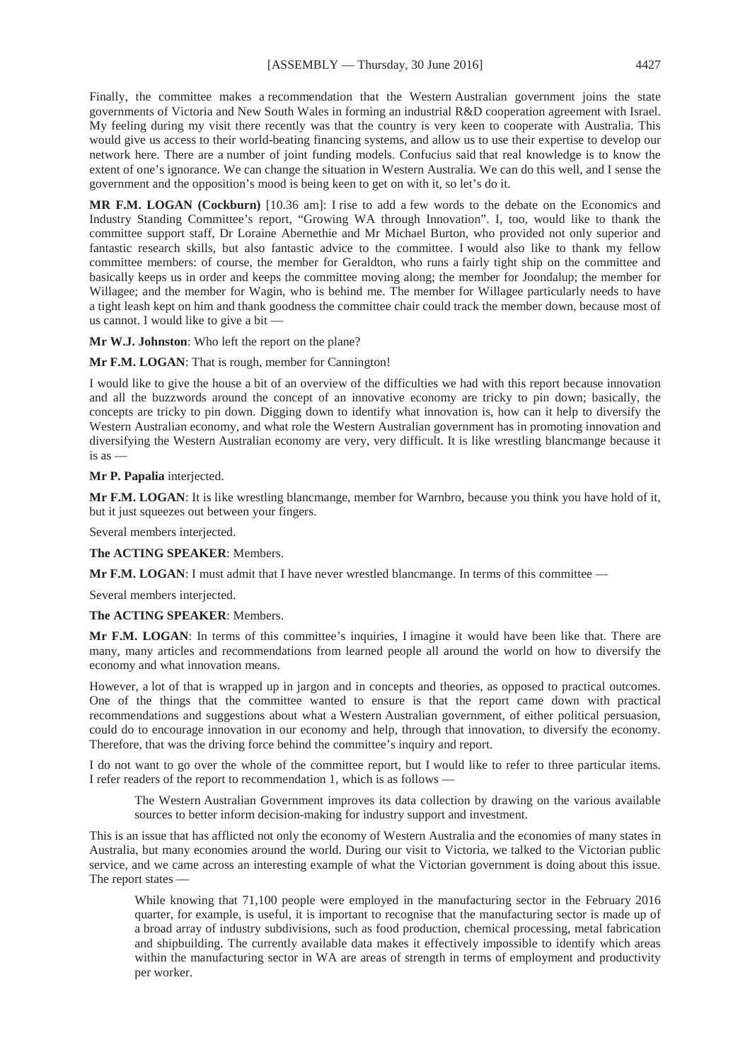Finally, the committee makes a recommendation that the Western Australian government joins the state governments of Victoria and New South Wales in forming an industrial R&D cooperation agreement with Israel. My feeling during my visit there recently was that the country is very keen to cooperate with Australia. This would give us access to their world-beating financing systems, and allow us to use their expertise to develop our network here. There are a number of joint funding models. Confucius said that real knowledge is to know the extent of one's ignorance. We can change the situation in Western Australia. We can do this well, and I sense the government and the opposition's mood is being keen to get on with it, so let's do it.

**MR F.M. LOGAN (Cockburn)** [10.36 am]: I rise to add a few words to the debate on the Economics and Industry Standing Committee's report, "Growing WA through Innovation". I, too, would like to thank the committee support staff, Dr Loraine Abernethie and Mr Michael Burton, who provided not only superior and fantastic research skills, but also fantastic advice to the committee. I would also like to thank my fellow committee members: of course, the member for Geraldton, who runs a fairly tight ship on the committee and basically keeps us in order and keeps the committee moving along; the member for Joondalup; the member for Willagee; and the member for Wagin, who is behind me. The member for Willagee particularly needs to have a tight leash kept on him and thank goodness the committee chair could track the member down, because most of us cannot. I would like to give a bit —

**Mr W.J. Johnston**: Who left the report on the plane?

**Mr F.M. LOGAN**: That is rough, member for Cannington!

I would like to give the house a bit of an overview of the difficulties we had with this report because innovation and all the buzzwords around the concept of an innovative economy are tricky to pin down; basically, the concepts are tricky to pin down. Digging down to identify what innovation is, how can it help to diversify the Western Australian economy, and what role the Western Australian government has in promoting innovation and diversifying the Western Australian economy are very, very difficult. It is like wrestling blancmange because it is as —

**Mr P. Papalia** interjected.

**Mr F.M. LOGAN**: It is like wrestling blancmange, member for Warnbro, because you think you have hold of it, but it just squeezes out between your fingers.

Several members interjected.

**The ACTING SPEAKER**: Members.

**Mr F.M. LOGAN**: I must admit that I have never wrestled blancmange. In terms of this committee —

Several members interjected.

**The ACTING SPEAKER**: Members.

**Mr F.M. LOGAN**: In terms of this committee's inquiries, I imagine it would have been like that. There are many, many articles and recommendations from learned people all around the world on how to diversify the economy and what innovation means.

However, a lot of that is wrapped up in jargon and in concepts and theories, as opposed to practical outcomes. One of the things that the committee wanted to ensure is that the report came down with practical recommendations and suggestions about what a Western Australian government, of either political persuasion, could do to encourage innovation in our economy and help, through that innovation, to diversify the economy. Therefore, that was the driving force behind the committee's inquiry and report.

I do not want to go over the whole of the committee report, but I would like to refer to three particular items. I refer readers of the report to recommendation 1, which is as follows —

> The Western Australian Government improves its data collection by drawing on the various available sources to better inform decision-making for industry support and investment.

This is an issue that has afflicted not only the economy of Western Australia and the economies of many states in Australia, but many economies around the world. During our visit to Victoria, we talked to the Victorian public service, and we came across an interesting example of what the Victorian government is doing about this issue. The report states —

> While knowing that 71,100 people were employed in the manufacturing sector in the February 2016 quarter, for example, is useful, it is important to recognise that the manufacturing sector is made up of a broad array of industry subdivisions, such as food production, chemical processing, metal fabrication and shipbuilding. The currently available data makes it effectively impossible to identify which areas within the manufacturing sector in WA are areas of strength in terms of employment and productivity per worker.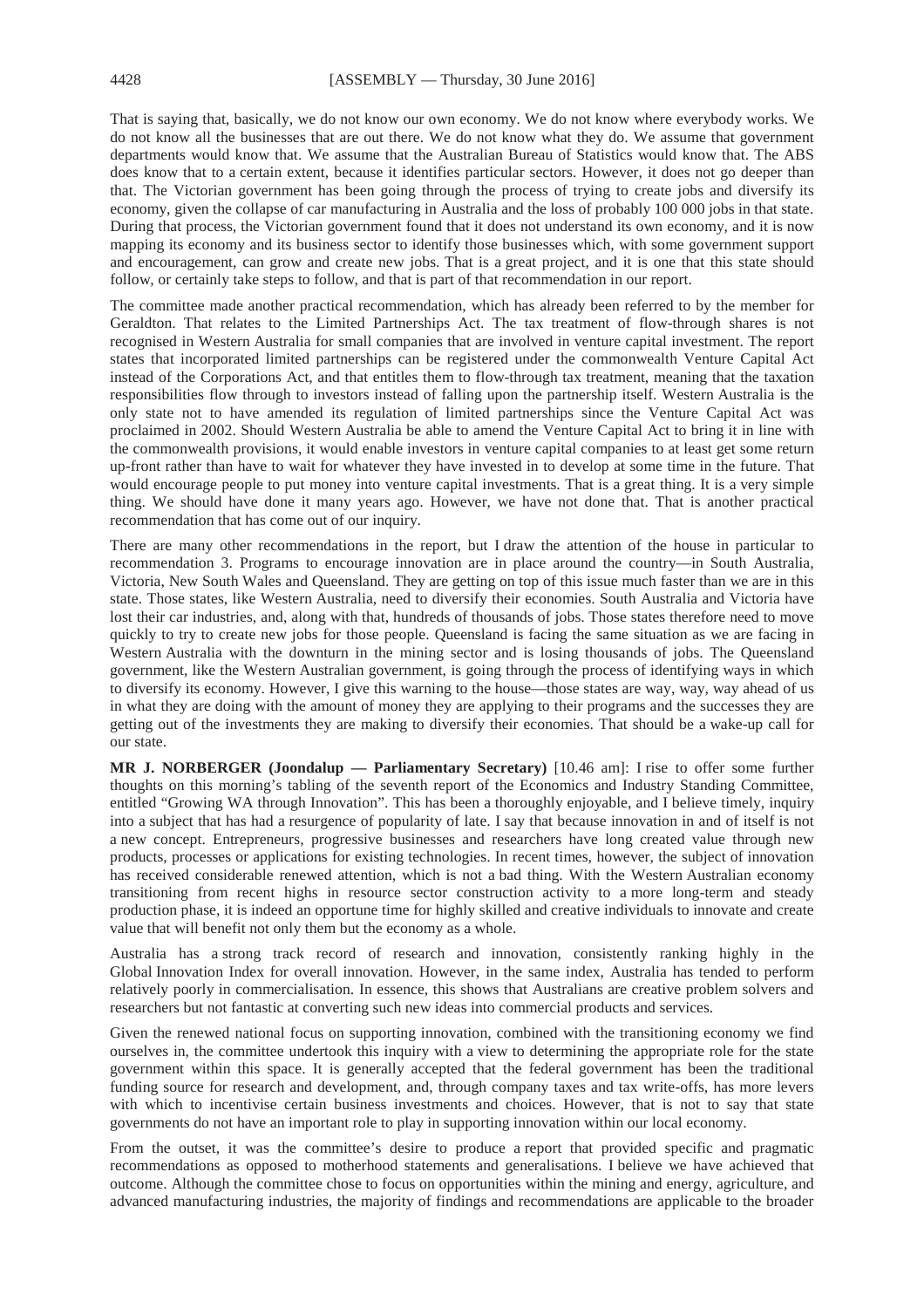That is saying that, basically, we do not know our own economy. We do not know where everybody works. We do not know all the businesses that are out there. We do not know what they do. We assume that government departments would know that. We assume that the Australian Bureau of Statistics would know that. The ABS does know that to a certain extent, because it identifies particular sectors. However, it does not go deeper than that. The Victorian government has been going through the process of trying to create jobs and diversify its economy, given the collapse of car manufacturing in Australia and the loss of probably 100 000 jobs in that state. During that process, the Victorian government found that it does not understand its own economy, and it is now mapping its economy and its business sector to identify those businesses which, with some government support and encouragement, can grow and create new jobs. That is a great project, and it is one that this state should follow, or certainly take steps to follow, and that is part of that recommendation in our report.

The committee made another practical recommendation, which has already been referred to by the member for Geraldton. That relates to the Limited Partnerships Act. The tax treatment of flow-through shares is not recognised in Western Australia for small companies that are involved in venture capital investment. The report states that incorporated limited partnerships can be registered under the commonwealth Venture Capital Act instead of the Corporations Act, and that entitles them to flow-through tax treatment, meaning that the taxation responsibilities flow through to investors instead of falling upon the partnership itself. Western Australia is the only state not to have amended its regulation of limited partnerships since the Venture Capital Act was proclaimed in 2002. Should Western Australia be able to amend the Venture Capital Act to bring it in line with the commonwealth provisions, it would enable investors in venture capital companies to at least get some return up-front rather than have to wait for whatever they have invested in to develop at some time in the future. That would encourage people to put money into venture capital investments. That is a great thing. It is a very simple thing. We should have done it many years ago. However, we have not done that. That is another practical recommendation that has come out of our inquiry.

There are many other recommendations in the report, but I draw the attention of the house in particular to recommendation 3. Programs to encourage innovation are in place around the country—in South Australia, Victoria, New South Wales and Queensland. They are getting on top of this issue much faster than we are in this state. Those states, like Western Australia, need to diversify their economies. South Australia and Victoria have lost their car industries, and, along with that, hundreds of thousands of jobs. Those states therefore need to move quickly to try to create new jobs for those people. Queensland is facing the same situation as we are facing in Western Australia with the downturn in the mining sector and is losing thousands of jobs. The Queensland government, like the Western Australian government, is going through the process of identifying ways in which to diversify its economy. However, I give this warning to the house—those states are way, way, way ahead of us in what they are doing with the amount of money they are applying to their programs and the successes they are getting out of the investments they are making to diversify their economies. That should be a wake-up call for our state.

**MR J. NORBERGER (Joondalup — Parliamentary Secretary)** [10.46 am]: I rise to offer some further thoughts on this morning's tabling of the seventh report of the Economics and Industry Standing Committee, entitled "Growing WA through Innovation". This has been a thoroughly enjoyable, and I believe timely, inquiry into a subject that has had a resurgence of popularity of late. I say that because innovation in and of itself is not a new concept. Entrepreneurs, progressive businesses and researchers have long created value through new products, processes or applications for existing technologies. In recent times, however, the subject of innovation has received considerable renewed attention, which is not a bad thing. With the Western Australian economy transitioning from recent highs in resource sector construction activity to a more long-term and steady production phase, it is indeed an opportune time for highly skilled and creative individuals to innovate and create value that will benefit not only them but the economy as a whole.

Australia has a strong track record of research and innovation, consistently ranking highly in the Global Innovation Index for overall innovation. However, in the same index, Australia has tended to perform relatively poorly in commercialisation. In essence, this shows that Australians are creative problem solvers and researchers but not fantastic at converting such new ideas into commercial products and services.

Given the renewed national focus on supporting innovation, combined with the transitioning economy we find ourselves in, the committee undertook this inquiry with a view to determining the appropriate role for the state government within this space. It is generally accepted that the federal government has been the traditional funding source for research and development, and, through company taxes and tax write-offs, has more levers with which to incentivise certain business investments and choices. However, that is not to say that state governments do not have an important role to play in supporting innovation within our local economy.

From the outset, it was the committee's desire to produce a report that provided specific and pragmatic recommendations as opposed to motherhood statements and generalisations. I believe we have achieved that outcome. Although the committee chose to focus on opportunities within the mining and energy, agriculture, and advanced manufacturing industries, the majority of findings and recommendations are applicable to the broader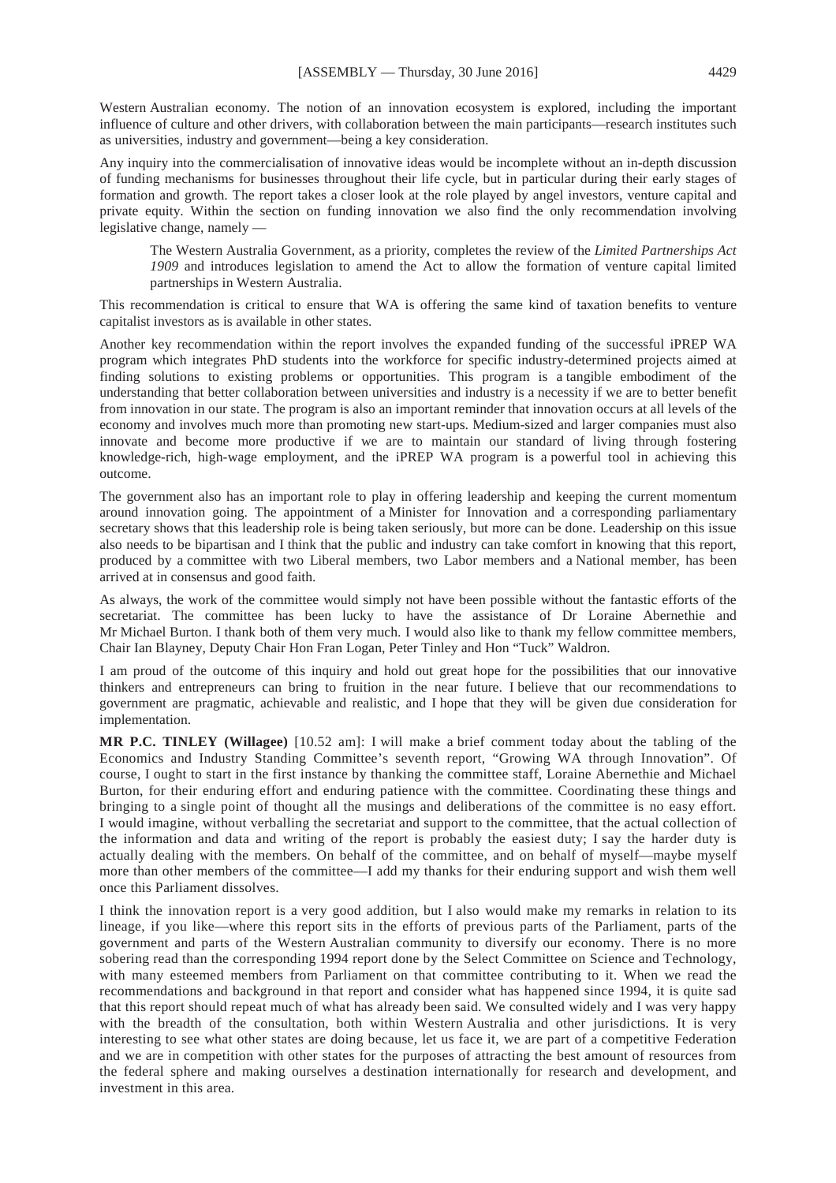Western Australian economy. The notion of an innovation ecosystem is explored, including the important influence of culture and other drivers, with collaboration between the main participants—research institutes such as universities, industry and government—being a key consideration.

Any inquiry into the commercialisation of innovative ideas would be incomplete without an in-depth discussion of funding mechanisms for businesses throughout their life cycle, but in particular during their early stages of formation and growth. The report takes a closer look at the role played by angel investors, venture capital and private equity. Within the section on funding innovation we also find the only recommendation involving legislative change, namely —

> The Western Australia Government, as a priority, completes the review of the *Limited Partnerships Act 1909* and introduces legislation to amend the Act to allow the formation of venture capital limited partnerships in Western Australia.

This recommendation is critical to ensure that WA is offering the same kind of taxation benefits to venture capitalist investors as is available in other states.

Another key recommendation within the report involves the expanded funding of the successful iPREP WA program which integrates PhD students into the workforce for specific industry-determined projects aimed at finding solutions to existing problems or opportunities. This program is a tangible embodiment of the understanding that better collaboration between universities and industry is a necessity if we are to better benefit from innovation in our state. The program is also an important reminder that innovation occurs at all levels of the economy and involves much more than promoting new start-ups. Medium-sized and larger companies must also innovate and become more productive if we are to maintain our standard of living through fostering knowledge-rich, high-wage employment, and the iPREP WA program is a powerful tool in achieving this outcome.

The government also has an important role to play in offering leadership and keeping the current momentum around innovation going. The appointment of a Minister for Innovation and a corresponding parliamentary secretary shows that this leadership role is being taken seriously, but more can be done. Leadership on this issue also needs to be bipartisan and I think that the public and industry can take comfort in knowing that this report, produced by a committee with two Liberal members, two Labor members and a National member, has been arrived at in consensus and good faith.

As always, the work of the committee would simply not have been possible without the fantastic efforts of the secretariat. The committee has been lucky to have the assistance of Dr Loraine Abernethie and Mr Michael Burton. I thank both of them very much. I would also like to thank my fellow committee members, Chair Ian Blayney, Deputy Chair Hon Fran Logan, Peter Tinley and Hon "Tuck" Waldron.

I am proud of the outcome of this inquiry and hold out great hope for the possibilities that our innovative thinkers and entrepreneurs can bring to fruition in the near future. I believe that our recommendations to government are pragmatic, achievable and realistic, and I hope that they will be given due consideration for implementation.

**MR P.C. TINLEY (Willagee)** [10.52 am]: I will make a brief comment today about the tabling of the Economics and Industry Standing Committee's seventh report, "Growing WA through Innovation". Of course, I ought to start in the first instance by thanking the committee staff, Loraine Abernethie and Michael Burton, for their enduring effort and enduring patience with the committee. Coordinating these things and bringing to a single point of thought all the musings and deliberations of the committee is no easy effort. I would imagine, without verballing the secretariat and support to the committee, that the actual collection of the information and data and writing of the report is probably the easiest duty; I say the harder duty is actually dealing with the members. On behalf of the committee, and on behalf of myself—maybe myself more than other members of the committee—I add my thanks for their enduring support and wish them well once this Parliament dissolves.

I think the innovation report is a very good addition, but I also would make my remarks in relation to its lineage, if you like—where this report sits in the efforts of previous parts of the Parliament, parts of the government and parts of the Western Australian community to diversify our economy. There is no more sobering read than the corresponding 1994 report done by the Select Committee on Science and Technology, with many esteemed members from Parliament on that committee contributing to it. When we read the recommendations and background in that report and consider what has happened since 1994, it is quite sad that this report should repeat much of what has already been said. We consulted widely and I was very happy with the breadth of the consultation, both within Western Australia and other jurisdictions. It is very interesting to see what other states are doing because, let us face it, we are part of a competitive Federation and we are in competition with other states for the purposes of attracting the best amount of resources from the federal sphere and making ourselves a destination internationally for research and development, and investment in this area.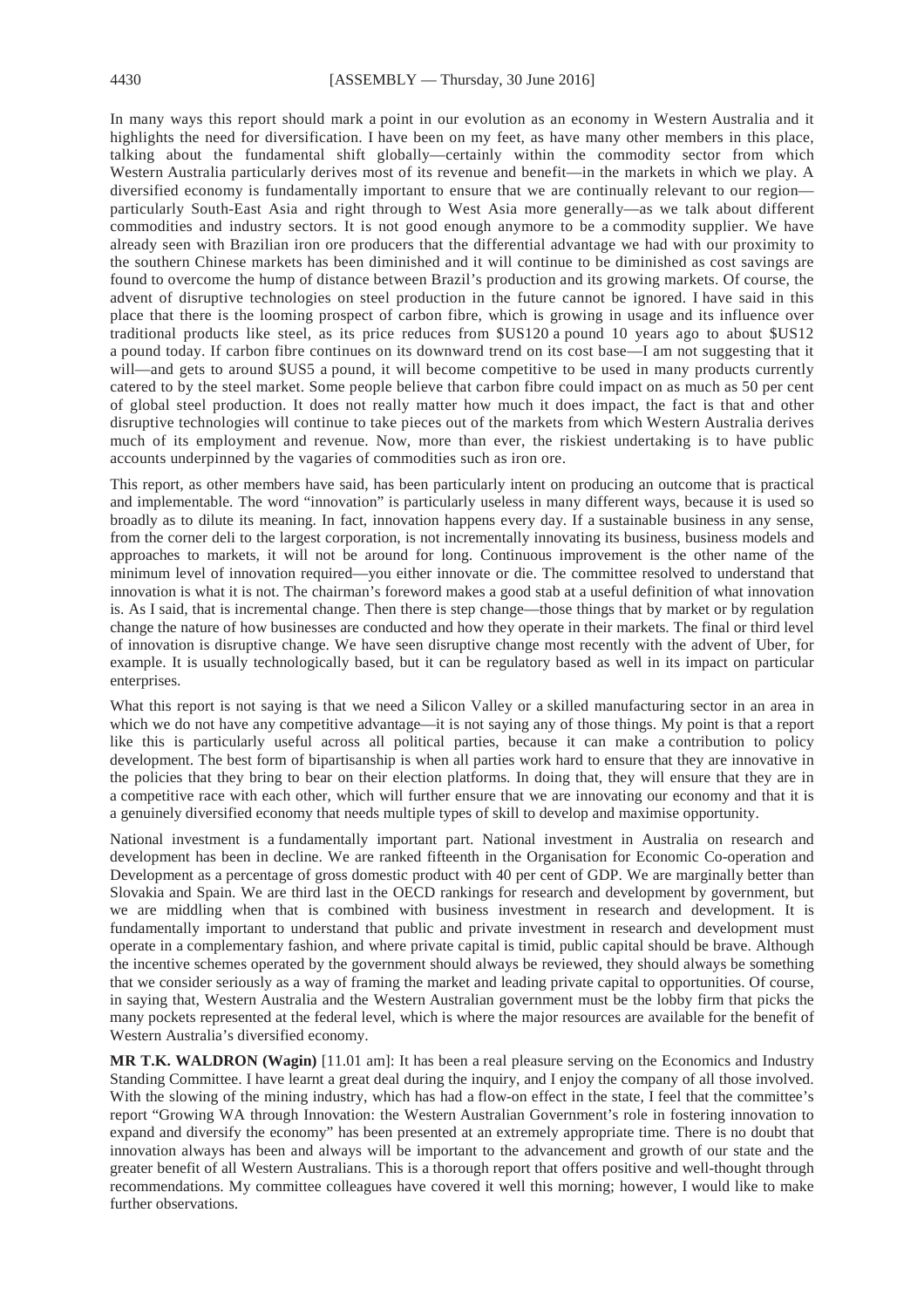In many ways this report should mark a point in our evolution as an economy in Western Australia and it highlights the need for diversification. I have been on my feet, as have many other members in this place, talking about the fundamental shift globally—certainly within the commodity sector from which Western Australia particularly derives most of its revenue and benefit—in the markets in which we play. A diversified economy is fundamentally important to ensure that we are continually relevant to our region—particularly South-East Asia and right through to West Asia more generally—as we talk about different commodities and industry sectors. It is not good enough anymore to be a commodity supplier. We have already seen with Brazilian iron ore producers that the differential advantage we had with our proximity to the southern Chinese markets has been diminished and it will continue to be diminished as cost savings are found to overcome the hump of distance between Brazil's production and its growing markets. Of course, the advent of disruptive technologies on steel production in the future cannot be ignored. I have said in this place that there is the looming prospect of carbon fibre, which is growing in usage and its influence over traditional products like steel, as its price reduces from $US120 a pound 10 years ago to about $US12 a pound today. If carbon fibre continues on its downward trend on its cost base—I am not suggesting that it will—and gets to around $US5 a pound, it will become competitive to be used in many products currently catered to by the steel market. Some people believe that carbon fibre could impact on as much as 50 per cent of global steel production. It does not really matter how much it does impact, the fact is that and other disruptive technologies will continue to take pieces out of the markets from which Western Australia derives much of its employment and revenue. Now, more than ever, the riskiest undertaking is to have public accounts underpinned by the vagaries of commodities such as iron ore.

This report, as other members have said, has been particularly intent on producing an outcome that is practical and implementable. The word "innovation" is particularly useless in many different ways, because it is used so broadly as to dilute its meaning. In fact, innovation happens every day. If a sustainable business in any sense, from the corner deli to the largest corporation, is not incrementally innovating its business, business models and approaches to markets, it will not be around for long. Continuous improvement is the other name of the minimum level of innovation required—you either innovate or die. The committee resolved to understand that innovation is what it is not. The chairman's foreword makes a good stab at a useful definition of what innovation is. As I said, that is incremental change. Then there is step change—those things that by market or by regulation change the nature of how businesses are conducted and how they operate in their markets. The final or third level of innovation is disruptive change. We have seen disruptive change most recently with the advent of Uber, for example. It is usually technologically based, but it can be regulatory based as well in its impact on particular enterprises.

What this report is not saying is that we need a Silicon Valley or a skilled manufacturing sector in an area in which we do not have any competitive advantage—it is not saying any of those things. My point is that a report like this is particularly useful across all political parties, because it can make a contribution to policy development. The best form of bipartisanship is when all parties work hard to ensure that they are innovative in the policies that they bring to bear on their election platforms. In doing that, they will ensure that they are in a competitive race with each other, which will further ensure that we are innovating our economy and that it is a genuinely diversified economy that needs multiple types of skill to develop and maximise opportunity.

National investment is a fundamentally important part. National investment in Australia on research and development has been in decline. We are ranked fifteenth in the Organisation for Economic Co-operation and Development as a percentage of gross domestic product with 40 per cent of GDP. We are marginally better than Slovakia and Spain. We are third last in the OECD rankings for research and development by government, but we are middling when that is combined with business investment in research and development. It is fundamentally important to understand that public and private investment in research and development must operate in a complementary fashion, and where private capital is timid, public capital should be brave. Although the incentive schemes operated by the government should always be reviewed, they should always be something that we consider seriously as a way of framing the market and leading private capital to opportunities. Of course, in saying that, Western Australia and the Western Australian government must be the lobby firm that picks the many pockets represented at the federal level, which is where the major resources are available for the benefit of Western Australia's diversified economy.

**MR T.K. WALDRON (Wagin)** [11.01 am]: It has been a real pleasure serving on the Economics and Industry Standing Committee. I have learnt a great deal during the inquiry, and I enjoy the company of all those involved. With the slowing of the mining industry, which has had a flow-on effect in the state, I feel that the committee's report "Growing WA through Innovation: the Western Australian Government's role in fostering innovation to expand and diversify the economy" has been presented at an extremely appropriate time. There is no doubt that innovation always has been and always will be important to the advancement and growth of our state and the greater benefit of all Western Australians. This is a thorough report that offers positive and well-thought through recommendations. My committee colleagues have covered it well this morning; however, I would like to make further observations.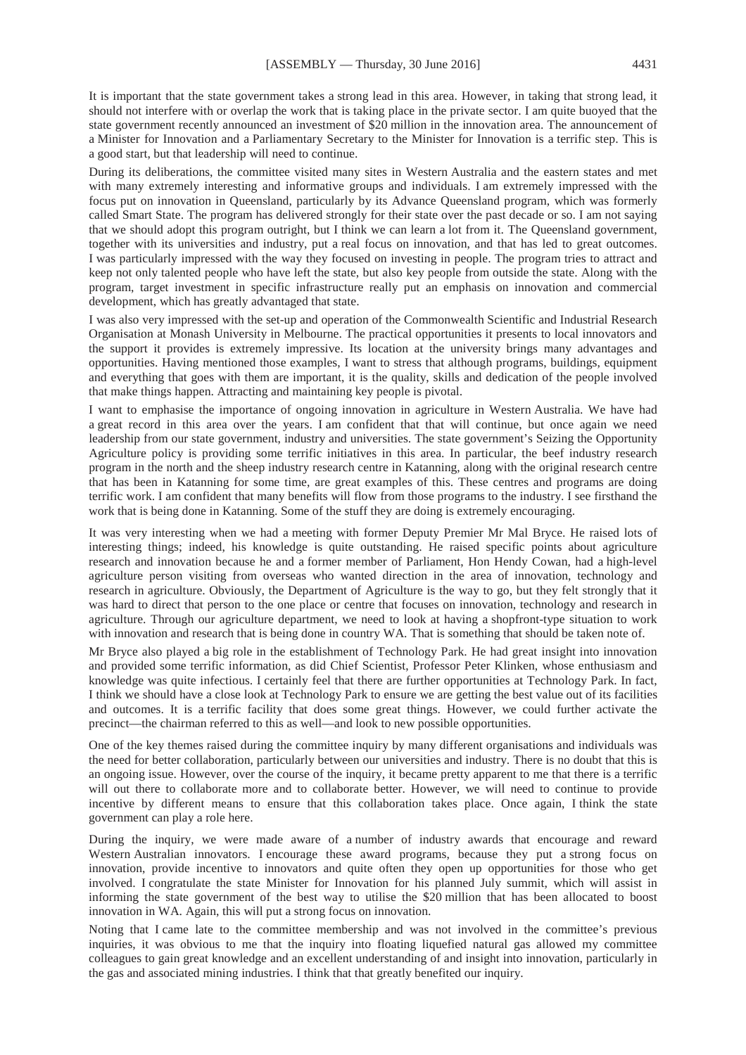It is important that the state government takes a strong lead in this area. However, in taking that strong lead, it should not interfere with or overlap the work that is taking place in the private sector. I am quite buoyed that the state government recently announced an investment of $20 million in the innovation area. The announcement of a Minister for Innovation and a Parliamentary Secretary to the Minister for Innovation is a terrific step. This is a good start, but that leadership will need to continue.

During its deliberations, the committee visited many sites in Western Australia and the eastern states and met with many extremely interesting and informative groups and individuals. I am extremely impressed with the focus put on innovation in Queensland, particularly by its Advance Queensland program, which was formerly called Smart State. The program has delivered strongly for their state over the past decade or so. I am not saying that we should adopt this program outright, but I think we can learn a lot from it. The Queensland government, together with its universities and industry, put a real focus on innovation, and that has led to great outcomes. I was particularly impressed with the way they focused on investing in people. The program tries to attract and keep not only talented people who have left the state, but also key people from outside the state. Along with the program, target investment in specific infrastructure really put an emphasis on innovation and commercial development, which has greatly advantaged that state.

I was also very impressed with the set-up and operation of the Commonwealth Scientific and Industrial Research Organisation at Monash University in Melbourne. The practical opportunities it presents to local innovators and the support it provides is extremely impressive. Its location at the university brings many advantages and opportunities. Having mentioned those examples, I want to stress that although programs, buildings, equipment and everything that goes with them are important, it is the quality, skills and dedication of the people involved that make things happen. Attracting and maintaining key people is pivotal.

I want to emphasise the importance of ongoing innovation in agriculture in Western Australia. We have had a great record in this area over the years. I am confident that that will continue, but once again we need leadership from our state government, industry and universities. The state government's Seizing the Opportunity Agriculture policy is providing some terrific initiatives in this area. In particular, the beef industry research program in the north and the sheep industry research centre in Katanning, along with the original research centre that has been in Katanning for some time, are great examples of this. These centres and programs are doing terrific work. I am confident that many benefits will flow from those programs to the industry. I see firsthand the work that is being done in Katanning. Some of the stuff they are doing is extremely encouraging.

It was very interesting when we had a meeting with former Deputy Premier Mr Mal Bryce. He raised lots of interesting things; indeed, his knowledge is quite outstanding. He raised specific points about agriculture research and innovation because he and a former member of Parliament, Hon Hendy Cowan, had a high-level agriculture person visiting from overseas who wanted direction in the area of innovation, technology and research in agriculture. Obviously, the Department of Agriculture is the way to go, but they felt strongly that it was hard to direct that person to the one place or centre that focuses on innovation, technology and research in agriculture. Through our agriculture department, we need to look at having a shopfront-type situation to work with innovation and research that is being done in country WA. That is something that should be taken note of.

Mr Bryce also played a big role in the establishment of Technology Park. He had great insight into innovation and provided some terrific information, as did Chief Scientist, Professor Peter Klinken, whose enthusiasm and knowledge was quite infectious. I certainly feel that there are further opportunities at Technology Park. In fact, I think we should have a close look at Technology Park to ensure we are getting the best value out of its facilities and outcomes. It is a terrific facility that does some great things. However, we could further activate the precinct—the chairman referred to this as well—and look to new possible opportunities.

One of the key themes raised during the committee inquiry by many different organisations and individuals was the need for better collaboration, particularly between our universities and industry. There is no doubt that this is an ongoing issue. However, over the course of the inquiry, it became pretty apparent to me that there is a terrific will out there to collaborate more and to collaborate better. However, we will need to continue to provide incentive by different means to ensure that this collaboration takes place. Once again, I think the state government can play a role here.

During the inquiry, we were made aware of a number of industry awards that encourage and reward Western Australian innovators. I encourage these award programs, because they put a strong focus on innovation, provide incentive to innovators and quite often they open up opportunities for those who get involved. I congratulate the state Minister for Innovation for his planned July summit, which will assist in informing the state government of the best way to utilise the $20 million that has been allocated to boost innovation in WA. Again, this will put a strong focus on innovation.

Noting that I came late to the committee membership and was not involved in the committee's previous inquiries, it was obvious to me that the inquiry into floating liquefied natural gas allowed my committee colleagues to gain great knowledge and an excellent understanding of and insight into innovation, particularly in the gas and associated mining industries. I think that that greatly benefited our inquiry.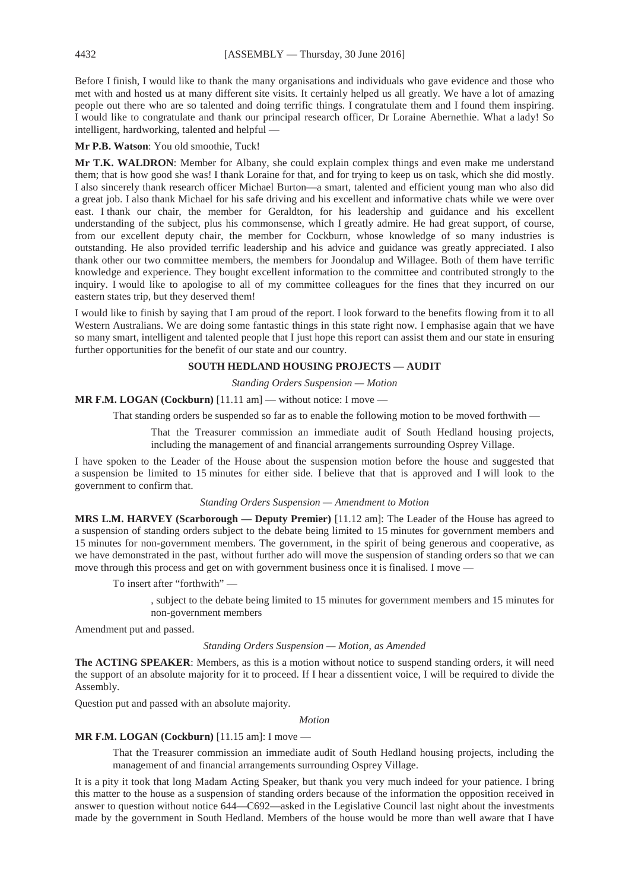Before I finish, I would like to thank the many organisations and individuals who gave evidence and those who met with and hosted us at many different site visits. It certainly helped us all greatly. We have a lot of amazing people out there who are so talented and doing terrific things. I congratulate them and I found them inspiring. I would like to congratulate and thank our principal research officer, Dr Loraine Abernethie. What a lady! So intelligent, hardworking, talented and helpful —

**Mr P.B. Watson**: You old smoothie, Tuck!

**Mr T.K. WALDRON**: Member for Albany, she could explain complex things and even make me understand them; that is how good she was! I thank Loraine for that, and for trying to keep us on task, which she did mostly. I also sincerely thank research officer Michael Burton—a smart, talented and efficient young man who also did a great job. I also thank Michael for his safe driving and his excellent and informative chats while we were over east. I thank our chair, the member for Geraldton, for his leadership and guidance and his excellent understanding of the subject, plus his commonsense, which I greatly admire. He had great support, of course, from our excellent deputy chair, the member for Cockburn, whose knowledge of so many industries is outstanding. He also provided terrific leadership and his advice and guidance was greatly appreciated. I also thank other our two committee members, the members for Joondalup and Willagee. Both of them have terrific knowledge and experience. They bought excellent information to the committee and contributed strongly to the inquiry. I would like to apologise to all of my committee colleagues for the fines that they incurred on our eastern states trip, but they deserved them!

I would like to finish by saying that I am proud of the report. I look forward to the benefits flowing from it to all Western Australians. We are doing some fantastic things in this state right now. I emphasise again that we have so many smart, intelligent and talented people that I just hope this report can assist them and our state in ensuring further opportunities for the benefit of our state and our country.

## SOUTH HEDLAND HOUSING PROJECTS — AUDIT

*Standing Orders Suspension — Motion*

**MR F.M. LOGAN (Cockburn)** [11.11 am] — without notice: I move —

> That standing orders be suspended so far as to enable the following motion to be moved forthwith —
>
> > That the Treasurer commission an immediate audit of South Hedland housing projects, including the management of and financial arrangements surrounding Osprey Village.

I have spoken to the Leader of the House about the suspension motion before the house and suggested that a suspension be limited to 15 minutes for either side. I believe that that is approved and I will look to the government to confirm that.

*Standing Orders Suspension — Amendment to Motion*

**MRS L.M. HARVEY (Scarborough — Deputy Premier)** [11.12 am]: The Leader of the House has agreed to a suspension of standing orders subject to the debate being limited to 15 minutes for government members and 15 minutes for non-government members. The government, in the spirit of being generous and cooperative, as we have demonstrated in the past, without further ado will move the suspension of standing orders so that we can move through this process and get on with government business once it is finalised. I move —

> To insert after "forthwith" —
>
> > , subject to the debate being limited to 15 minutes for government members and 15 minutes for non-government members

Amendment put and passed.

*Standing Orders Suspension — Motion, as Amended*

**The ACTING SPEAKER**: Members, as this is a motion without notice to suspend standing orders, it will need the support of an absolute majority for it to proceed. If I hear a dissentient voice, I will be required to divide the Assembly.

Question put and passed with an absolute majority.

*Motion*

**MR F.M. LOGAN (Cockburn)** [11.15 am]: I move —

> That the Treasurer commission an immediate audit of South Hedland housing projects, including the management of and financial arrangements surrounding Osprey Village.

It is a pity it took that long Madam Acting Speaker, but thank you very much indeed for your patience. I bring this matter to the house as a suspension of standing orders because of the information the opposition received in answer to question without notice 644—C692—asked in the Legislative Council last night about the investments made by the government in South Hedland. Members of the house would be more than well aware that I have